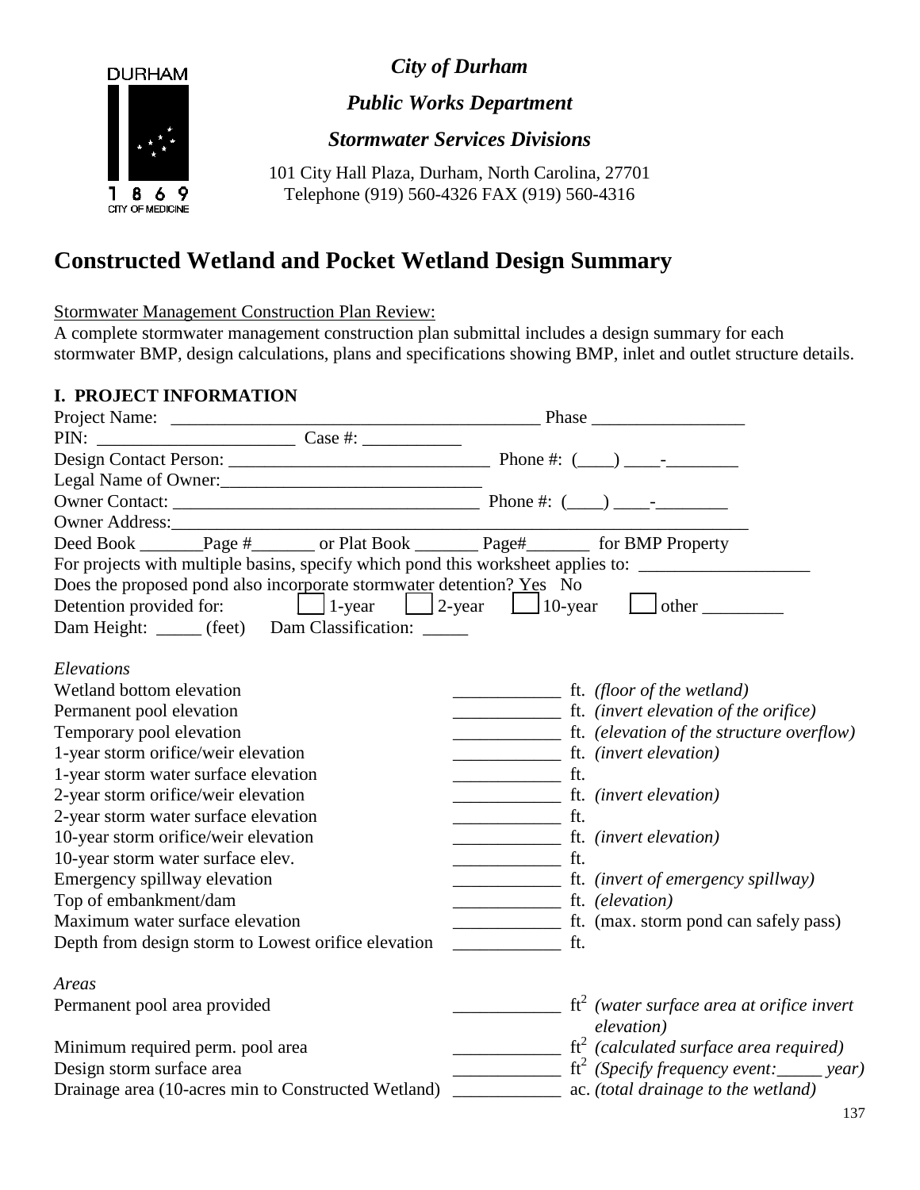DURHAM

1 8 6 9
CITY OF MEDICINE

***City of Durham***

***Public Works Department***

***Stormwater Services Divisions***

101 City Hall Plaza, Durham, North Carolina, 27701
Telephone (919) 560-4326 FAX (919) 560-4316

# Constructed Wetland and Pocket Wetland Design Summary

Stormwater Management Construction Plan Review:
A complete stormwater management construction plan submittal includes a design summary for each stormwater BMP, design calculations, plans and specifications showing BMP, inlet and outlet structure details.

## I. PROJECT INFORMATION

Project Name: __________________________________________ Phase _________________

PIN: ______________________ Case #: ___________

Design Contact Person: ______________________________ Phone #: (____) ____-________

Legal Name of Owner:______________________________

Owner Contact: __________________________________ Phone #: (____) ____-________

Owner Address:_________________________________________________________________

Deed Book _______Page #_______ or Plat Book _______ Page#_______ for BMP Property

For projects with multiple basins, specify which pond this worksheet applies to: ___________________

Does the proposed pond also incorporate stormwater detention? Yes No

Detention provided for: ☐ 1-year ☐ 2-year ☐ 10-year ☐ other _________

Dam Height: _____ (feet) Dam Classification: _____

*Elevations*

| | | |
|---|---|---|
| Wetland bottom elevation | ____________ | ft. *(floor of the wetland)* |
| Permanent pool elevation | ____________ | ft. *(invert elevation of the orifice)* |
| Temporary pool elevation | ____________ | ft. *(elevation of the structure overflow)* |
| 1-year storm orifice/weir elevation | ____________ | ft. *(invert elevation)* |
| 1-year storm water surface elevation | ____________ | ft. |
| 2-year storm orifice/weir elevation | ____________ | ft. *(invert elevation)* |
| 2-year storm water surface elevation | ____________ | ft. |
| 10-year storm orifice/weir elevation | ____________ | ft. *(invert elevation)* |
| 10-year storm water surface elev. | ____________ | ft. |
| Emergency spillway elevation | ____________ | ft. *(invert of emergency spillway)* |
| Top of embankment/dam | ____________ | ft. *(elevation)* |
| Maximum water surface elevation | ____________ | ft. (max. storm pond can safely pass) |
| Depth from design storm to Lowest orifice elevation | ____________ | ft. |

*Areas*

| | | |
|---|---|---|
| Permanent pool area provided | ____________ | $ft^2$ *(water surface area at orifice invert elevation)* |
| Minimum required perm. pool area | ____________ | $ft^2$ *(calculated surface area required)* |
| Design storm surface area | ____________ | $ft^2$ *(Specify frequency event:_____ year)* |
| Drainage area (10-acres min to Constructed Wetland) | ____________ | ac. *(total drainage to the wetland)* |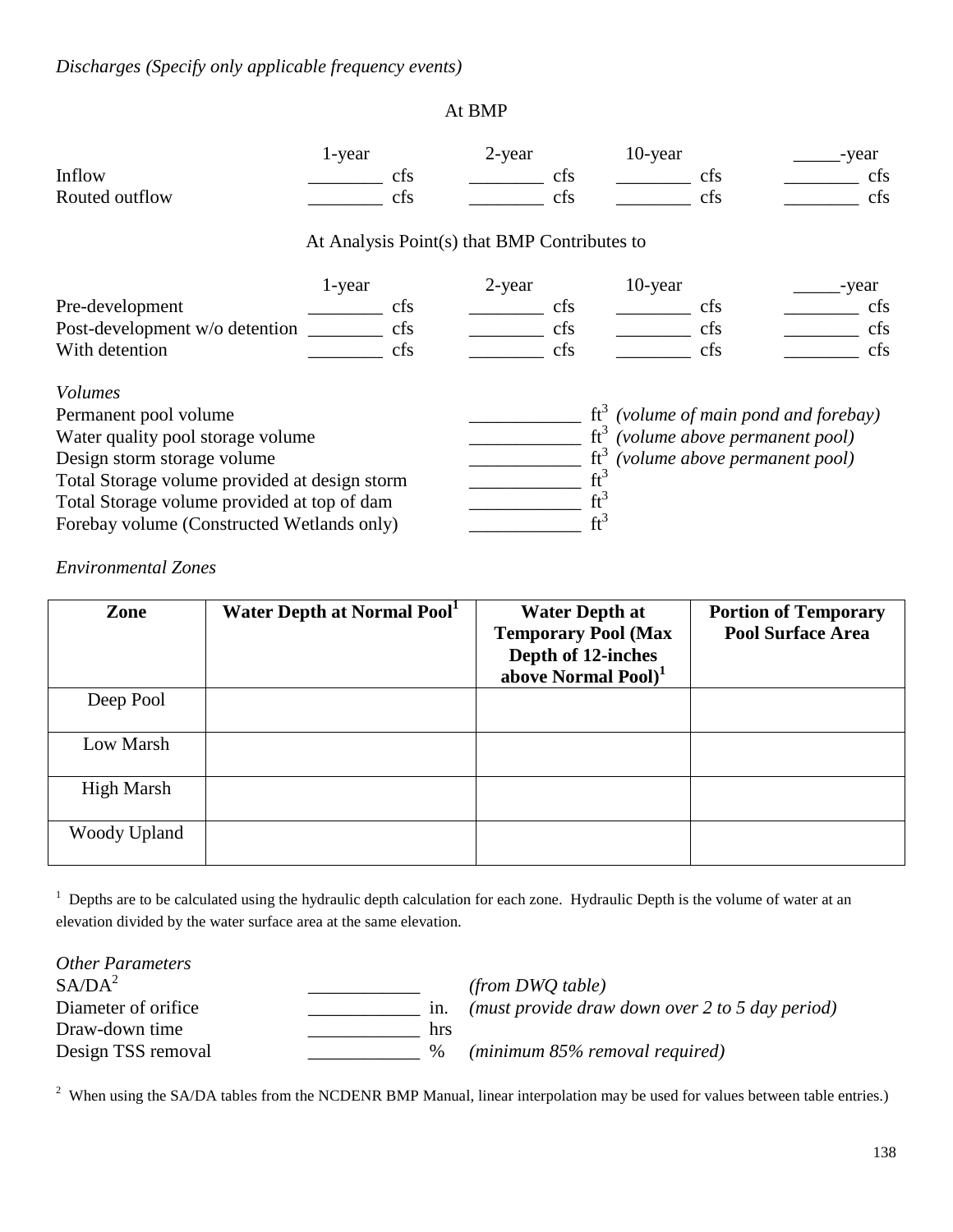*Discharges (Specify only applicable frequency events)*

At BMP

| | 1-year | 2-year | 10-year | _____-year |
|---|---|---|---|---|
| Inflow | ________ cfs | ________ cfs | ________ cfs | ________ cfs |
| Routed outflow | ________ cfs | ________ cfs | ________ cfs | ________ cfs |

At Analysis Point(s) that BMP Contributes to

| | 1-year | 2-year | 10-year | _____-year |
|---|---|---|---|---|
| Pre-development | ________ cfs | ________ cfs | ________ cfs | ________ cfs |
| Post-development w/o detention | ________ cfs | ________ cfs | ________ cfs | ________ cfs |
| With detention | ________ cfs | ________ cfs | ________ cfs | ________ cfs |

*Volumes*

Permanent pool volume ____________ $ft^3$ *(volume of main pond and forebay)*
Water quality pool storage volume ____________ $ft^3$ *(volume above permanent pool)*
Design storm storage volume ____________ $ft^3$ *(volume above permanent pool)*
Total Storage volume provided at design storm ____________ $ft^3$
Total Storage volume provided at top of dam ____________ $ft^3$
Forebay volume (Constructed Wetlands only) ____________ $ft^3$

*Environmental Zones*

| Zone | Water Depth at Normal Pool[1] | Water Depth at Temporary Pool (Max Depth of 12-inches above Normal Pool)[1] | Portion of Temporary Pool Surface Area |
|---|---|---|---|
| Deep Pool | | | |
| Low Marsh | | | |
| High Marsh | | | |
| Woody Upland | | | |

[1] Depths are to be calculated using the hydraulic depth calculation for each zone. Hydraulic Depth is the volume of water at an elevation divided by the water surface area at the same elevation.

*Other Parameters*

SA/DA[2] ____________ *(from DWQ table)*
Diameter of orifice ____________ in. *(must provide draw down over 2 to 5 day period)*
Draw-down time ____________ hrs
Design TSS removal ____________ % *(minimum 85% removal required)*

[2] When using the SA/DA tables from the NCDENR BMP Manual, linear interpolation may be used for values between table entries.)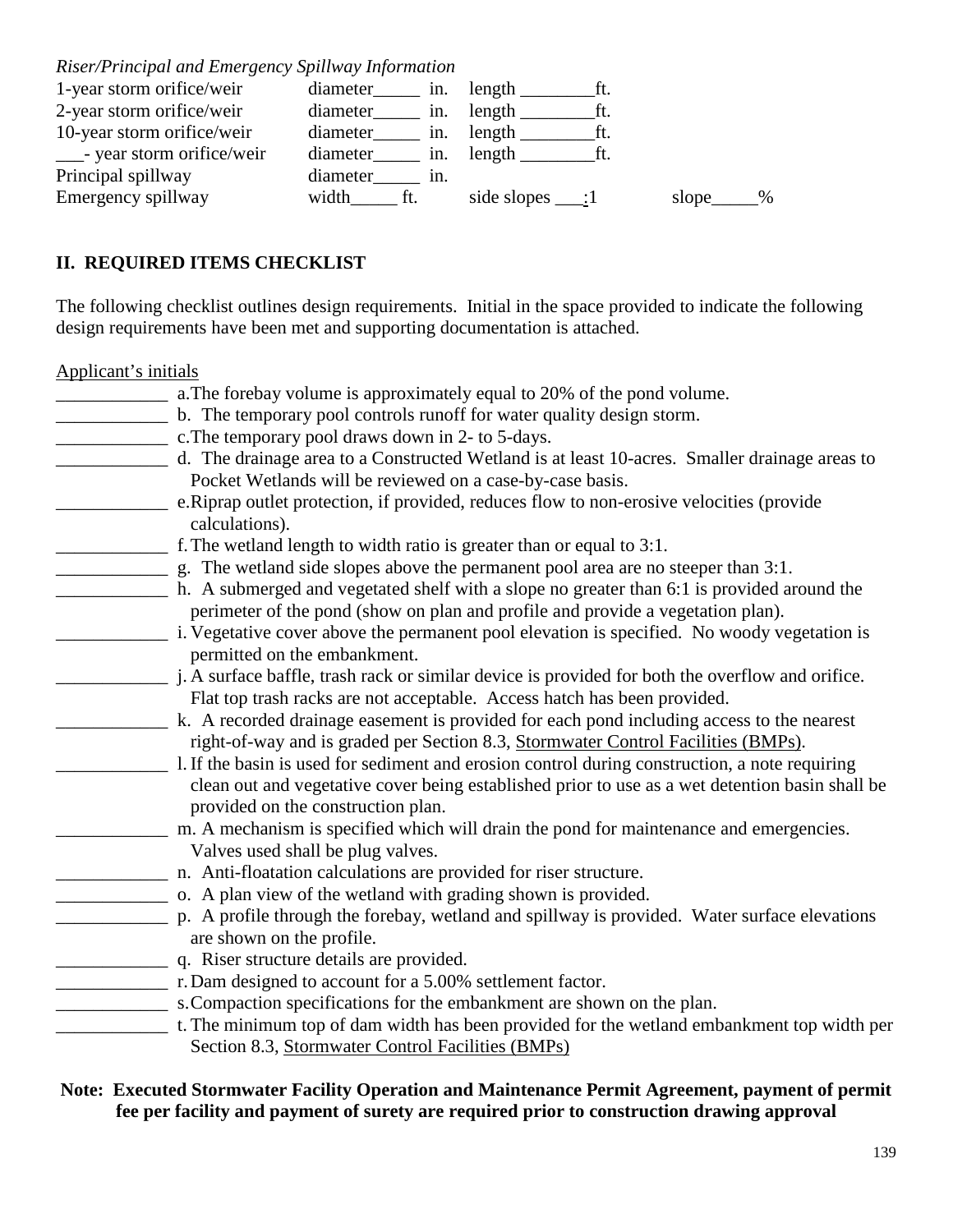*Riser/Principal and Emergency Spillway Information*

| | | | |
|---|---|---|---|
| 1-year storm orifice/weir | diameter_____ in. | length ________ft. | |
| 2-year storm orifice/weir | diameter_____ in. | length ________ft. | |
| 10-year storm orifice/weir | diameter_____ in. | length ________ft. | |
| ___- year storm orifice/weir | diameter_____ in. | length ________ft. | |
| Principal spillway | diameter_____ in. | | |
| Emergency spillway | width_____ ft. | side slopes ___:1 | slope_____% |

## II. REQUIRED ITEMS CHECKLIST

The following checklist outlines design requirements. Initial in the space provided to indicate the following design requirements have been met and supporting documentation is attached.

Applicant's initials

____________ a. The forebay volume is approximately equal to 20% of the pond volume.

____________ b. The temporary pool controls runoff for water quality design storm.

____________ c. The temporary pool draws down in 2- to 5-days.

____________ d. The drainage area to a Constructed Wetland is at least 10-acres. Smaller drainage areas to Pocket Wetlands will be reviewed on a case-by-case basis.

____________ e. Riprap outlet protection, if provided, reduces flow to non-erosive velocities (provide calculations).

____________ f. The wetland length to width ratio is greater than or equal to 3:1.

____________ g. The wetland side slopes above the permanent pool area are no steeper than 3:1.

____________ h. A submerged and vegetated shelf with a slope no greater than 6:1 is provided around the perimeter of the pond (show on plan and profile and provide a vegetation plan).

____________ i. Vegetative cover above the permanent pool elevation is specified. No woody vegetation is permitted on the embankment.

____________ j. A surface baffle, trash rack or similar device is provided for both the overflow and orifice. Flat top trash racks are not acceptable. Access hatch has been provided.

____________ k. A recorded drainage easement is provided for each pond including access to the nearest right-of-way and is graded per Section 8.3, Stormwater Control Facilities (BMPs).

____________ l. If the basin is used for sediment and erosion control during construction, a note requiring clean out and vegetative cover being established prior to use as a wet detention basin shall be provided on the construction plan.

____________ m. A mechanism is specified which will drain the pond for maintenance and emergencies. Valves used shall be plug valves.

____________ n. Anti-floatation calculations are provided for riser structure.

____________ o. A plan view of the wetland with grading shown is provided.

____________ p. A profile through the forebay, wetland and spillway is provided. Water surface elevations are shown on the profile.

____________ q. Riser structure details are provided.

____________ r. Dam designed to account for a 5.00% settlement factor.

____________ s. Compaction specifications for the embankment are shown on the plan.

____________ t. The minimum top of dam width has been provided for the wetland embankment top width per Section 8.3, Stormwater Control Facilities (BMPs)

**Note: Executed Stormwater Facility Operation and Maintenance Permit Agreement, payment of permit fee per facility and payment of surety are required prior to construction drawing approval**